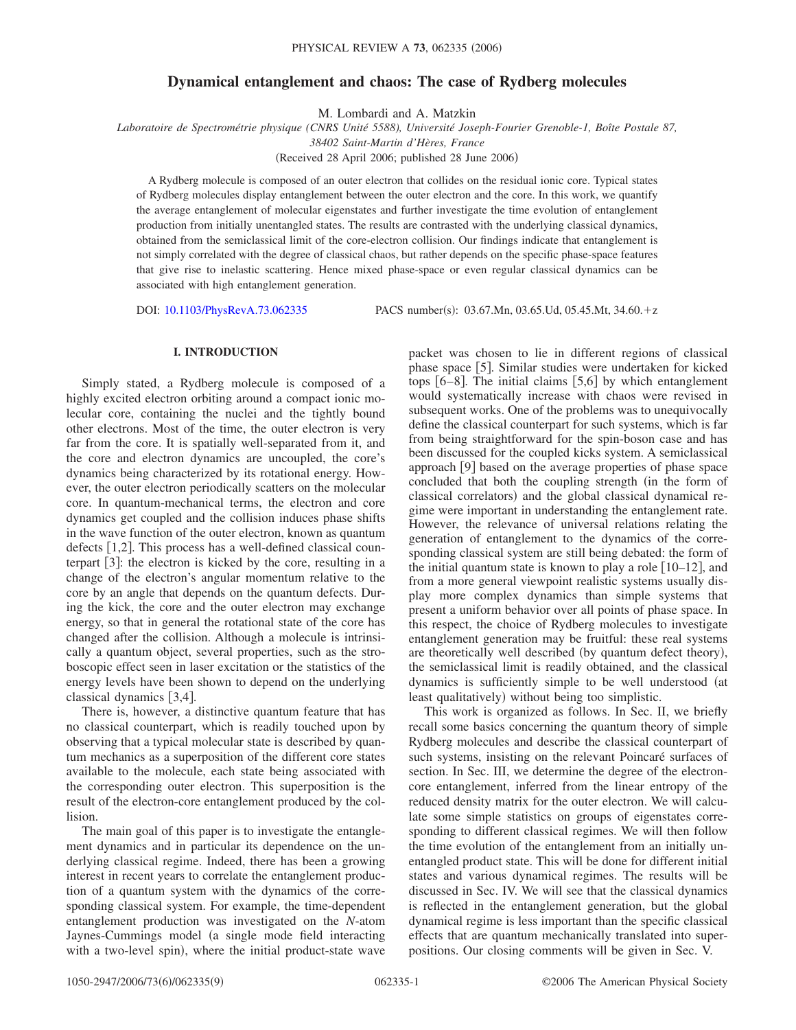# Dynamical entanglement and chaos: The case of Rydberg molecules

M. Lombardi and A. Matzkin

*Laboratoire de Spectrométrie physique (CNRS Unité 5588), Université Joseph-Fourier Grenoble-1, Boîte Postale 87, 38402 Saint-Martin d'Hères, France*

(Received 28 April 2006; published 28 June 2006)

A Rydberg molecule is composed of an outer electron that collides on the residual ionic core. Typical states of Rydberg molecules display entanglement between the outer electron and the core. In this work, we quantify the average entanglement of molecular eigenstates and further investigate the time evolution of entanglement production from initially unentangled states. The results are contrasted with the underlying classical dynamics, obtained from the semiclassical limit of the core-electron collision. Our findings indicate that entanglement is not simply correlated with the degree of classical chaos, but rather depends on the specific phase-space features that give rise to inelastic scattering. Hence mixed phase-space or even regular classical dynamics can be associated with high entanglement generation.

DOI: 10.1103/PhysRevA.73.062335 PACS number(s): 03.67.Mn, 03.65.Ud, 05.45.Mt, 34.60.+z

## I. INTRODUCTION

Simply stated, a Rydberg molecule is composed of a highly excited electron orbiting around a compact ionic molecular core, containing the nuclei and the tightly bound other electrons. Most of the time, the outer electron is very far from the core. It is spatially well-separated from it, and the core and electron dynamics are uncoupled, the core's dynamics being characterized by its rotational energy. However, the outer electron periodically scatters on the molecular core. In quantum-mechanical terms, the electron and core dynamics get coupled and the collision induces phase shifts in the wave function of the outer electron, known as quantum defects [1,2]. This process has a well-defined classical counterpart [3]: the electron is kicked by the core, resulting in a change of the electron's angular momentum relative to the core by an angle that depends on the quantum defects. During the kick, the core and the outer electron may exchange energy, so that in general the rotational state of the core has changed after the collision. Although a molecule is intrinsically a quantum object, several properties, such as the stroboscopic effect seen in laser excitation or the statistics of the energy levels have been shown to depend on the underlying classical dynamics [3,4].

There is, however, a distinctive quantum feature that has no classical counterpart, which is readily touched upon by observing that a typical molecular state is described by quantum mechanics as a superposition of the different core states available to the molecule, each state being associated with the corresponding outer electron. This superposition is the result of the electron-core entanglement produced by the collision.

The main goal of this paper is to investigate the entanglement dynamics and in particular its dependence on the underlying classical regime. Indeed, there has been a growing interest in recent years to correlate the entanglement production of a quantum system with the dynamics of the corresponding classical system. For example, the time-dependent entanglement production was investigated on the $N$-atom Jaynes-Cummings model (a single mode field interacting with a two-level spin), where the initial product-state wave packet was chosen to lie in different regions of classical phase space [5]. Similar studies were undertaken for kicked tops [6–8]. The initial claims [5,6] by which entanglement would systematically increase with chaos were revised in subsequent works. One of the problems was to unequivocally define the classical counterpart for such systems, which is far from being straightforward for the spin-boson case and has been discussed for the coupled kicks system. A semiclassical approach [9] based on the average properties of phase space concluded that both the coupling strength (in the form of classical correlators) and the global classical dynamical regime were important in understanding the entanglement rate. However, the relevance of universal relations relating the generation of entanglement to the dynamics of the corresponding classical system are still being debated: the form of the initial quantum state is known to play a role [10–12], and from a more general viewpoint realistic systems usually display more complex dynamics than simple systems that present a uniform behavior over all points of phase space. In this respect, the choice of Rydberg molecules to investigate entanglement generation may be fruitful: these real systems are theoretically well described (by quantum defect theory), the semiclassical limit is readily obtained, and the classical dynamics is sufficiently simple to be well understood (at least qualitatively) without being too simplistic.

This work is organized as follows. In Sec. II, we briefly recall some basics concerning the quantum theory of simple Rydberg molecules and describe the classical counterpart of such systems, insisting on the relevant Poincaré surfaces of section. In Sec. III, we determine the degree of the electron-core entanglement, inferred from the linear entropy of the reduced density matrix for the outer electron. We will calculate some simple statistics on groups of eigenstates corresponding to different classical regimes. We will then follow the time evolution of the entanglement from an initially unentangled product state. This will be done for different initial states and various dynamical regimes. The results will be discussed in Sec. IV. We will see that the classical dynamics is reflected in the entanglement generation, but the global dynamical regime is less important than the specific classical effects that are quantum mechanically translated into superpositions. Our closing comments will be given in Sec. V.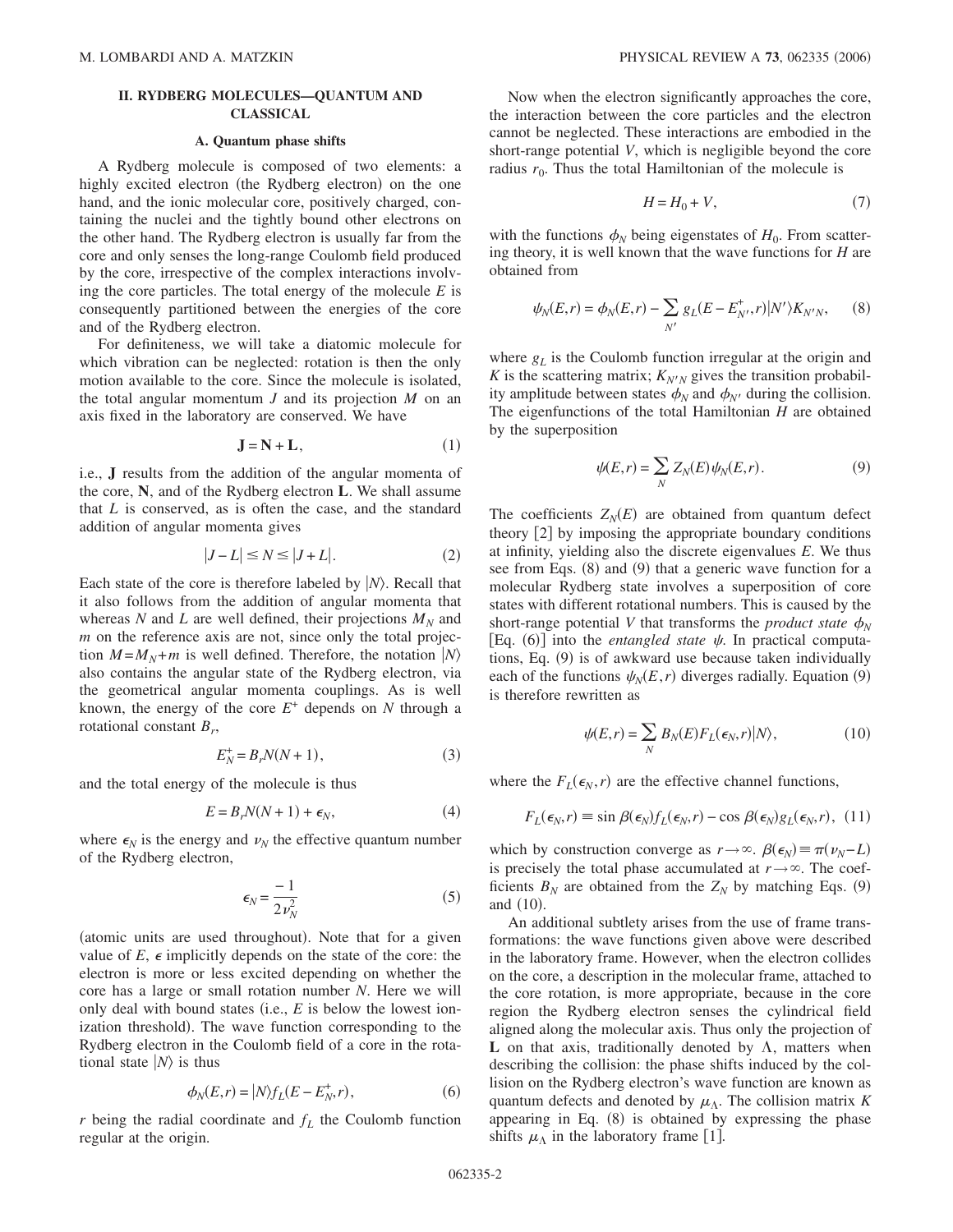## II. RYDBERG MOLECULES—QUANTUM AND CLASSICAL

### A. Quantum phase shifts

A Rydberg molecule is composed of two elements: a highly excited electron (the Rydberg electron) on the one hand, and the ionic molecular core, positively charged, containing the nuclei and the tightly bound other electrons on the other hand. The Rydberg electron is usually far from the core and only senses the long-range Coulomb field produced by the core, irrespective of the complex interactions involving the core particles. The total energy of the molecule $E$ is consequently partitioned between the energies of the core and of the Rydberg electron.

For definiteness, we will take a diatomic molecule for which vibration can be neglected: rotation is then the only motion available to the core. Since the molecule is isolated, the total angular momentum $J$ and its projection $M$ on an axis fixed in the laboratory are conserved. We have

$$\mathbf{J} = \mathbf{N} + \mathbf{L}, \tag{1}$$

i.e., $\mathbf{J}$ results from the addition of the angular momenta of the core, $\mathbf{N}$, and of the Rydberg electron $\mathbf{L}$. We shall assume that $L$ is conserved, as is often the case, and the standard addition of angular momenta gives

$$|J - L| \leq N \leq |J + L|. \tag{2}$$

Each state of the core is therefore labeled by $|N\rangle$. Recall that it also follows from the addition of angular momenta that whereas $N$ and $L$ are well defined, their projections $M_N$ and $m$ on the reference axis are not, since only the total projection $M = M_N + m$ is well defined. Therefore, the notation $|N\rangle$ also contains the angular state of the Rydberg electron, via the geometrical angular momenta couplings. As is well known, the energy of the core $E^+$ depends on $N$ through a rotational constant $B_r$,

$$E_N^+ = B_r N(N+1), \tag{3}$$

and the total energy of the molecule is thus

$$E = B_r N(N+1) + \epsilon_N, \tag{4}$$

where $\epsilon_N$ is the energy and $\nu_N$ the effective quantum number of the Rydberg electron,

$$\epsilon_N = \frac{-1}{2\nu_N^2} \tag{5}$$

(atomic units are used throughout). Note that for a given value of $E$, $\epsilon$ implicitly depends on the state of the core: the electron is more or less excited depending on whether the core has a large or small rotation number $N$. Here we will only deal with bound states (i.e., $E$ is below the lowest ionization threshold). The wave function corresponding to the Rydberg electron in the Coulomb field of a core in the rotational state $|N\rangle$ is thus

$$\phi_N(E,r) = |N\rangle f_L(E - E_N^+, r), \tag{6}$$

$r$ being the radial coordinate and $f_L$ the Coulomb function regular at the origin.

Now when the electron significantly approaches the core, the interaction between the core particles and the electron cannot be neglected. These interactions are embodied in the short-range potential $V$, which is negligible beyond the core radius $r_0$. Thus the total Hamiltonian of the molecule is

$$H = H_0 + V, \tag{7}$$

with the functions $\phi_N$ being eigenstates of $H_0$. From scattering theory, it is well known that the wave functions for $H$ are obtained from

$$\psi_N(E,r) = \phi_N(E,r) - \sum_{N'} g_L(E - E_{N'}^+, r)|N'\rangle K_{N'N}, \tag{8}$$

where $g_L$ is the Coulomb function irregular at the origin and $K$ is the scattering matrix; $K_{N'N}$ gives the transition probability amplitude between states $\phi_N$ and $\phi_{N'}$ during the collision. The eigenfunctions of the total Hamiltonian $H$ are obtained by the superposition

$$\psi(E,r) = \sum_N Z_N(E)\psi_N(E,r). \tag{9}$$

The coefficients $Z_N(E)$ are obtained from quantum defect theory [2] by imposing the appropriate boundary conditions at infinity, yielding also the discrete eigenvalues $E$. We thus see from Eqs. (8) and (9) that a generic wave function for a molecular Rydberg state involves a superposition of core states with different rotational numbers. This is caused by the short-range potential $V$ that transforms the *product state* $\phi_N$ [Eq. (6)] into the *entangled state* $\psi$. In practical computations, Eq. (9) is of awkward use because taken individually each of the functions $\psi_N(E,r)$ diverges radially. Equation (9) is therefore rewritten as

$$\psi(E,r) = \sum_N B_N(E) F_L(\epsilon_N, r)|N\rangle, \tag{10}$$

where the $F_L(\epsilon_N, r)$ are the effective channel functions,

$$F_L(\epsilon_N, r) \equiv \sin\beta(\epsilon_N) f_L(\epsilon_N, r) - \cos\beta(\epsilon_N) g_L(\epsilon_N, r), \tag{11}$$

which by construction converge as $r \to \infty$. $\beta(\epsilon_N) \equiv \pi(\nu_N - L)$ is precisely the total phase accumulated at $r \to \infty$. The coefficients $B_N$ are obtained from the $Z_N$ by matching Eqs. (9) and (10).

An additional subtlety arises from the use of frame transformations: the wave functions given above were described in the laboratory frame. However, when the electron collides on the core, a description in the molecular frame, attached to the core rotation, is more appropriate, because in the core region the Rydberg electron senses the cylindrical field aligned along the molecular axis. Thus only the projection of $\mathbf{L}$ on that axis, traditionally denoted by $\Lambda$, matters when describing the collision: the phase shifts induced by the collision on the Rydberg electron's wave function are known as quantum defects and denoted by $\mu_\Lambda$. The collision matrix $K$ appearing in Eq. (8) is obtained by expressing the phase shifts $\mu_\Lambda$ in the laboratory frame [1].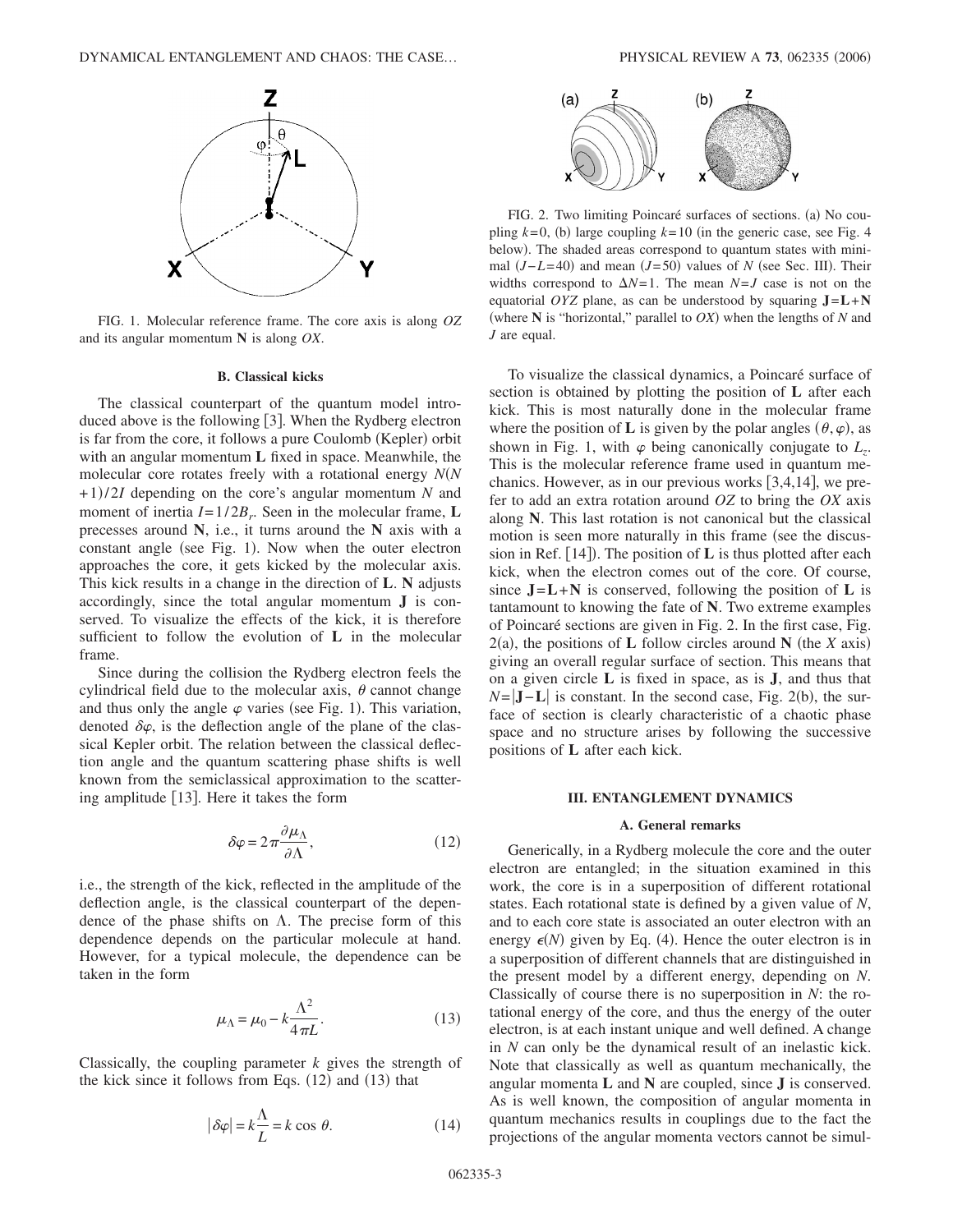FIG. 1. Molecular reference frame. The core axis is along $OZ$ and its angular momentum $\mathbf{N}$ is along $OX$.

### B. Classical kicks

The classical counterpart of the quantum model introduced above is the following [3]. When the Rydberg electron is far from the core, it follows a pure Coulomb (Kepler) orbit with an angular momentum $\mathbf{L}$ fixed in space. Meanwhile, the molecular core rotates freely with a rotational energy $N(N+1)/2I$ depending on the core's angular momentum $N$ and moment of inertia $I=1/2B_r$. Seen in the molecular frame, $\mathbf{L}$ precesses around $\mathbf{N}$, i.e., it turns around the $\mathbf{N}$ axis with a constant angle (see Fig. 1). Now when the outer electron approaches the core, it gets kicked by the molecular axis. This kick results in a change in the direction of $\mathbf{L}$. $\mathbf{N}$ adjusts accordingly, since the total angular momentum $\mathbf{J}$ is conserved. To visualize the effects of the kick, it is therefore sufficient to follow the evolution of $\mathbf{L}$ in the molecular frame.

Since during the collision the Rydberg electron feels the cylindrical field due to the molecular axis, $\theta$ cannot change and thus only the angle $\varphi$ varies (see Fig. 1). This variation, denoted $\delta\varphi$, is the deflection angle of the plane of the classical Kepler orbit. The relation between the classical deflection angle and the quantum scattering phase shifts is well known from the semiclassical approximation to the scattering amplitude [13]. Here it takes the form

$$\delta\varphi = 2\pi \frac{\partial \mu_\Lambda}{\partial \Lambda}, \tag{12}$$

i.e., the strength of the kick, reflected in the amplitude of the deflection angle, is the classical counterpart of the dependence of the phase shifts on $\Lambda$. The precise form of this dependence depends on the particular molecule at hand. However, for a typical molecule, the dependence can be taken in the form

$$\mu_\Lambda = \mu_0 - k\frac{\Lambda^2}{4\pi L}. \tag{13}$$

Classically, the coupling parameter $k$ gives the strength of the kick since it follows from Eqs. (12) and (13) that

$$|\delta\varphi| = k\frac{\Lambda}{L} = k\cos\theta. \tag{14}$$

FIG. 2. Two limiting Poincaré surfaces of sections. (a) No coupling $k=0$, (b) large coupling $k=10$ (in the generic case, see Fig. 4 below). The shaded areas correspond to quantum states with minimal $(J-L=40)$ and mean $(J=50)$ values of $N$ (see Sec. III). Their widths correspond to $\Delta N=1$. The mean $N=J$ case is not on the equatorial $OYZ$ plane, as can be understood by squaring $\mathbf{J}=\mathbf{L}+\mathbf{N}$ (where $\mathbf{N}$ is "horizontal," parallel to $OX$) when the lengths of $N$ and $J$ are equal.

To visualize the classical dynamics, a Poincaré surface of section is obtained by plotting the position of $\mathbf{L}$ after each kick. This is most naturally done in the molecular frame where the position of $\mathbf{L}$ is given by the polar angles $(\theta,\varphi)$, as shown in Fig. 1, with $\varphi$ being canonically conjugate to $L_z$. This is the molecular reference frame used in quantum mechanics. However, as in our previous works [3,4,14], we prefer to add an extra rotation around $OZ$ to bring the $OX$ axis along $\mathbf{N}$. This last rotation is not canonical but the classical motion is seen more naturally in this frame (see the discussion in Ref. [14]). The position of $\mathbf{L}$ is thus plotted after each kick, when the electron comes out of the core. Of course, since $\mathbf{J}=\mathbf{L}+\mathbf{N}$ is conserved, following the position of $\mathbf{L}$ is tantamount to knowing the fate of $\mathbf{N}$. Two extreme examples of Poincaré sections are given in Fig. 2. In the first case, Fig. 2(a), the positions of $\mathbf{L}$ follow circles around $\mathbf{N}$ (the $X$ axis) giving an overall regular surface of section. This means that on a given circle $\mathbf{L}$ is fixed in space, as is $\mathbf{J}$, and thus that $N=|\mathbf{J}-\mathbf{L}|$ is constant. In the second case, Fig. 2(b), the surface of section is clearly characteristic of a chaotic phase space and no structure arises by following the successive positions of $\mathbf{L}$ after each kick.

## III. ENTANGLEMENT DYNAMICS

### A. General remarks

Generically, in a Rydberg molecule the core and the outer electron are entangled; in the situation examined in this work, the core is in a superposition of different rotational states. Each rotational state is defined by a given value of $N$, and to each core state is associated an outer electron with an energy $\epsilon(N)$ given by Eq. (4). Hence the outer electron is in a superposition of different channels that are distinguished in the present model by a different energy, depending on $N$. Classically of course there is no superposition in $N$: the rotational energy of the core, and thus the energy of the outer electron, is at each instant unique and well defined. A change in $N$ can only be the dynamical result of an inelastic kick. Note that classically as well as quantum mechanically, the angular momenta $\mathbf{L}$ and $\mathbf{N}$ are coupled, since $\mathbf{J}$ is conserved. As is well known, the composition of angular momenta in quantum mechanics results in couplings due to the fact the projections of the angular momenta vectors cannot be simul-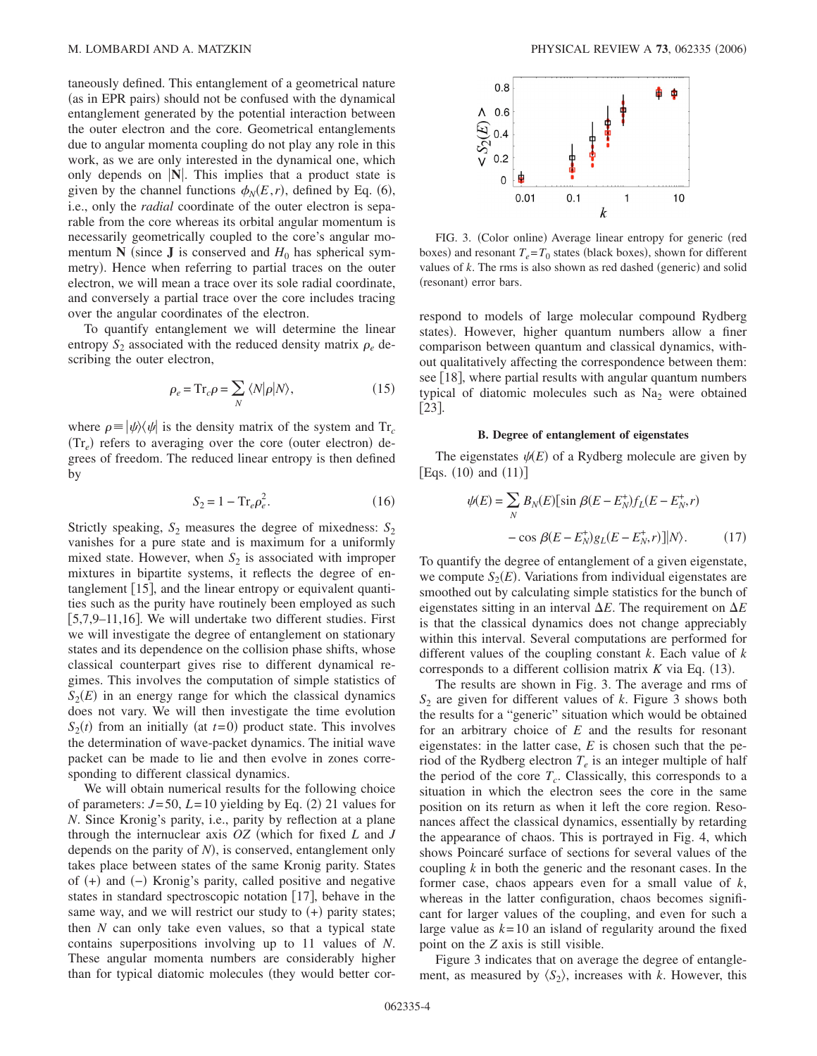taneously defined. This entanglement of a geometrical nature (as in EPR pairs) should not be confused with the dynamical entanglement generated by the potential interaction between the outer electron and the core. Geometrical entanglements due to angular momenta coupling do not play any role in this work, as we are only interested in the dynamical one, which only depends on $|\mathbf{N}|$. This implies that a product state is given by the channel functions $\phi_N(E,r)$, defined by Eq. (6), i.e., only the *radial* coordinate of the outer electron is separable from the core whereas its orbital angular momentum is necessarily geometrically coupled to the core's angular momentum $\mathbf{N}$ (since $\mathbf{J}$ is conserved and $H_0$ has spherical symmetry). Hence when referring to partial traces on the outer electron, we will mean a trace over its sole radial coordinate, and conversely a partial trace over the core includes tracing over the angular coordinates of the electron.

To quantify entanglement we will determine the linear entropy $S_2$ associated with the reduced density matrix $\rho_e$ describing the outer electron,

$$\rho_e = \mathrm{Tr}_c \rho = \sum_N \langle N|\rho|N\rangle, \tag{15}$$

where $\rho \equiv |\psi\rangle\langle\psi|$ is the density matrix of the system and $\mathrm{Tr}_c$ ($\mathrm{Tr}_e$) refers to averaging over the core (outer electron) degrees of freedom. The reduced linear entropy is then defined by

$$S_2 = 1 - \mathrm{Tr}_e \rho_e^2. \tag{16}$$

Strictly speaking, $S_2$ measures the degree of mixedness: $S_2$ vanishes for a pure state and is maximum for a uniformly mixed state. However, when $S_2$ is associated with improper mixtures in bipartite systems, it reflects the degree of entanglement [15], and the linear entropy or equivalent quantities such as the purity have routinely been employed as such [5,7,9–11,16]. We will undertake two different studies. First we will investigate the degree of entanglement on stationary states and its dependence on the collision phase shifts, whose classical counterpart gives rise to different dynamical regimes. This involves the computation of simple statistics of $S_2(E)$ in an energy range for which the classical dynamics does not vary. We will then investigate the time evolution $S_2(t)$ from an initially (at $t=0$) product state. This involves the determination of wave-packet dynamics. The initial wave packet can be made to lie and then evolve in zones corresponding to different classical dynamics.

We will obtain numerical results for the following choice of parameters: $J=50$, $L=10$ yielding by Eq. (2) 21 values for $N$. Since Kronig's parity, i.e., parity by reflection at a plane through the internuclear axis $OZ$ (which for fixed $L$ and $J$ depends on the parity of $N$), is conserved, entanglement only takes place between states of the same Kronig parity. States of (+) and (−) Kronig's parity, called positive and negative states in standard spectroscopic notation [17], behave in the same way, and we will restrict our study to (+) parity states; then $N$ can only take even values, so that a typical state contains superpositions involving up to 11 values of $N$. These angular momenta numbers are considerably higher than for typical diatomic molecules (they would better correspond to models of large molecular compound Rydberg states). However, higher quantum numbers allow a finer comparison between quantum and classical dynamics, without qualitatively affecting the correspondence between them: see [18], where partial results with angular quantum numbers typical of diatomic molecules such as $Na_2$ were obtained [23].

FIG. 3. (Color online) Average linear entropy for generic (red boxes) and resonant $T_e=T_0$ states (black boxes), shown for different values of $k$. The rms is also shown as red dashed (generic) and solid (resonant) error bars.

### B. Degree of entanglement of eigenstates

The eigenstates $\psi(E)$ of a Rydberg molecule are given by [Eqs. (10) and (11)]

$$\psi(E) = \sum_N B_N(E)[\sin \beta(E - E_N^+) f_L(E - E_N^+, r) - \cos \beta(E - E_N^+) g_L(E - E_N^+, r)]|N\rangle. \tag{17}$$

To quantify the degree of entanglement of a given eigenstate, we compute $S_2(E)$. Variations from individual eigenstates are smoothed out by calculating simple statistics for the bunch of eigenstates sitting in an interval $\Delta E$. The requirement on $\Delta E$ is that the classical dynamics does not change appreciably within this interval. Several computations are performed for different values of the coupling constant $k$. Each value of $k$ corresponds to a different collision matrix $K$ via Eq. (13).

The results are shown in Fig. 3. The average and rms of $S_2$ are given for different values of $k$. Figure 3 shows both the results for a "generic" situation which would be obtained for an arbitrary choice of $E$ and the results for resonant eigenstates: in the latter case, $E$ is chosen such that the period of the Rydberg electron $T_e$ is an integer multiple of half the period of the core $T_c$. Classically, this corresponds to a situation in which the electron sees the core in the same position on its return as when it left the core region. Resonances affect the classical dynamics, essentially by retarding the appearance of chaos. This is portrayed in Fig. 4, which shows Poincaré surface of sections for several values of the coupling $k$ in both the generic and the resonant cases. In the former case, chaos appears even for a small value of $k$, whereas in the latter configuration, chaos becomes significant for larger values of the coupling, and even for such a large value as $k=10$ an island of regularity around the fixed point on the $Z$ axis is still visible.

Figure 3 indicates that on average the degree of entanglement, as measured by $\langle S_2\rangle$, increases with $k$. However, this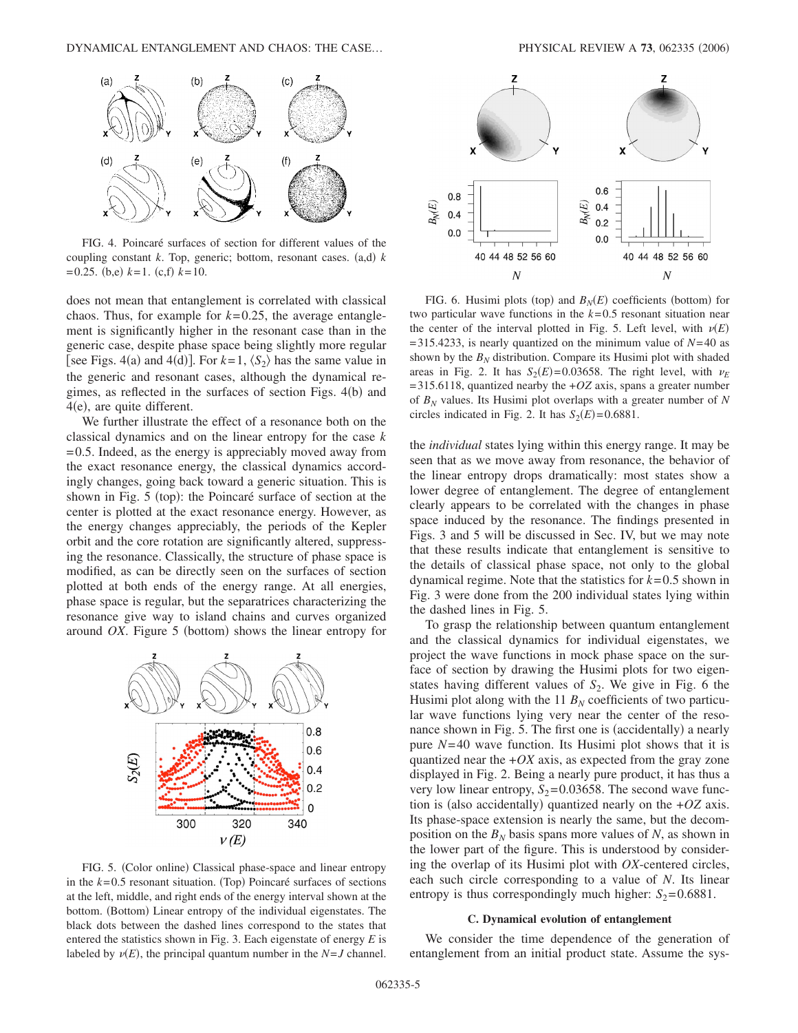FIG. 4. Poincaré surfaces of section for different values of the coupling constant $k$. Top, generic; bottom, resonant cases. (a,d) $k=0.25$. (b,e) $k=1$. (c,f) $k=10$.

does not mean that entanglement is correlated with classical chaos. Thus, for example for $k=0.25$, the average entanglement is significantly higher in the resonant case than in the generic case, despite phase space being slightly more regular [see Figs. 4(a) and 4(d)]. For $k=1$, $\langle S_2 \rangle$ has the same value in the generic and resonant cases, although the dynamical regimes, as reflected in the surfaces of section Figs. 4(b) and 4(e), are quite different.

We further illustrate the effect of a resonance both on the classical dynamics and on the linear entropy for the case $k=0.5$. Indeed, as the energy is appreciably moved away from the exact resonance energy, the classical dynamics accordingly changes, going back toward a generic situation. This is shown in Fig. 5 (top): the Poincaré surface of section at the center is plotted at the exact resonance energy. However, as the energy changes appreciably, the periods of the Kepler orbit and the core rotation are significantly altered, suppressing the resonance. Classically, the structure of phase space is modified, as can be directly seen on the surfaces of section plotted at both ends of the energy range. At all energies, phase space is regular, but the separatrices characterizing the resonance give way to island chains and curves organized around $OX$. Figure 5 (bottom) shows the linear entropy for the *individual* states lying within this energy range. It may be seen that as we move away from resonance, the behavior of the linear entropy drops dramatically: most states show a lower degree of entanglement. The degree of entanglement clearly appears to be correlated with the changes in phase space induced by the resonance. The findings presented in Figs. 3 and 5 will be discussed in Sec. IV, but we may note that these results indicate that entanglement is sensitive to the details of classical phase space, not only to the global dynamical regime. Note that the statistics for $k=0.5$ shown in Fig. 3 were done from the 200 individual states lying within the dashed lines in Fig. 5.

FIG. 5. (Color online) Classical phase-space and linear entropy in the $k=0.5$ resonant situation. (Top) Poincaré surfaces of sections at the left, middle, and right ends of the energy interval shown at the bottom. (Bottom) Linear entropy of the individual eigenstates. The black dots between the dashed lines correspond to the states that entered the statistics shown in Fig. 3. Each eigenstate of energy $E$ is labeled by $\nu(E)$, the principal quantum number in the $N=J$ channel.

FIG. 6. Husimi plots (top) and $B_N(E)$ coefficients (bottom) for two particular wave functions in the $k=0.5$ resonant situation near the center of the interval plotted in Fig. 5. Left level, with $\nu(E)=315.4233$, is nearly quantized on the minimum value of $N=40$ as shown by the $B_N$ distribution. Compare its Husimi plot with shaded areas in Fig. 2. It has $S_2(E)=0.03658$. The right level, with $\nu_E=315.6118$, quantized nearby the $+OZ$ axis, spans a greater number of $B_N$ values. Its Husimi plot overlaps with a greater number of $N$ circles indicated in Fig. 2. It has $S_2(E)=0.6881$.

To grasp the relationship between quantum entanglement and the classical dynamics for individual states, we project the wave functions in mock phase space on the surface of section by drawing the Husimi plots for two eigenstates having different values of $S_2$. We give in Fig. 6 the Husimi plot along with the 11 $B_N$ coefficients of two particular wave functions lying very near the center of the resonance shown in Fig. 5. The first one is (accidentally) a nearly pure $N=40$ wave function. Its Husimi plot shows that it is quantized near the $+OX$ axis, as expected from the gray zone displayed in Fig. 2. Being a nearly pure product, it has thus a very low linear entropy, $S_2=0.03658$. The second wave function is (also accidentally) quantized nearly on the $+OZ$ axis. Its phase-space extension is nearly the same, but the decomposition on the $B_N$ basis spans more values of $N$, as shown in the lower part of the figure. This is understood by considering the overlap of its Husimi plot with $OX$-centered circles, each such circle corresponding to a value of $N$. Its linear entropy is thus correspondingly much higher: $S_2=0.6881$.

### C. Dynamical evolution of entanglement

We consider the time dependence of the generation of entanglement from an initial product state. Assume the sys-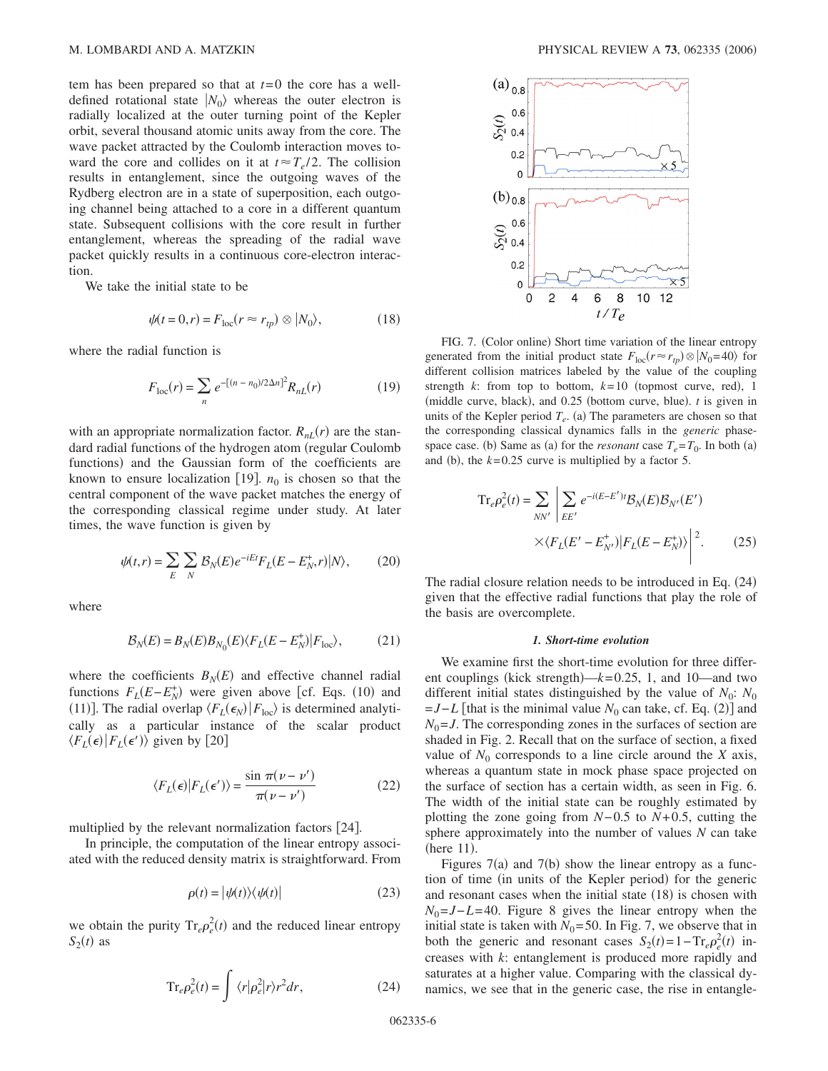tem has been prepared so that at $t=0$ the core has a well-defined rotational state $|N_0\rangle$ whereas the outer electron is radially localized at the outer turning point of the Kepler orbit, several thousand atomic units away from the core. The wave packet attracted by the Coulomb interaction moves toward the core and collides on it at $t \approx T_e/2$. The collision results in entanglement, since the outgoing waves of the Rydberg electron are in a state of superposition, each outgoing channel being attached to a core in a different quantum state. Subsequent collisions with the core result in further entanglement, whereas the spreading of the radial wave packet quickly results in a continuous core-electron interaction.

We take the initial state to be

$$\psi(t=0,r) = F_{\mathrm{loc}}(r \approx r_{tp}) \otimes |N_0\rangle, \tag{18}$$

where the radial function is

$$F_{\mathrm{loc}}(r) = \sum_n e^{-[(n-n_0)/2\Delta n]^2} R_{nL}(r) \tag{19}$$

with an appropriate normalization factor. $R_{nL}(r)$ are the standard radial functions of the hydrogen atom (regular Coulomb functions) and the Gaussian form of the coefficients are known to ensure localization [19]. $n_0$ is chosen so that the central component of the wave packet matches the energy of the corresponding classical regime under study. At later times, the wave function is given by

$$\psi(t,r) = \sum_E \sum_N \mathcal{B}_N(E) e^{-iEt} F_L(E-E_N^+, r)|N\rangle, \tag{20}$$

where

$$\mathcal{B}_N(E) = B_N(E) B_{N_0}(E) \langle F_L(E-E_N^+)|F_{\mathrm{loc}}\rangle, \tag{21}$$

where the coefficients $B_N(E)$ and effective channel radial functions $F_L(E-E_N^+)$ were given above [cf. Eqs. (10) and (11)]. The radial overlap $\langle F_L(\epsilon_N)|F_{\mathrm{loc}}\rangle$ is determined analytically as a particular instance of the scalar product $\langle F_L(\epsilon)|F_L(\epsilon')\rangle$ given by [20]

$$\langle F_L(\epsilon)|F_L(\epsilon')\rangle = \frac{\sin \pi(\nu-\nu')}{\pi(\nu-\nu')} \tag{22}$$

multiplied by the relevant normalization factors [24].

In principle, the computation of the linear entropy associated with the reduced density matrix is straightforward. From

$$\rho(t) = |\psi(t)\rangle\langle\psi(t)| \tag{23}$$

we obtain the purity $\mathrm{Tr}_e \rho_e^2(t)$ and the reduced linear entropy $S_2(t)$ as

$$\mathrm{Tr}_e \rho_e^2(t) = \int \langle r|\rho_e^2|r\rangle r^2 dr, \tag{24}$$

FIG. 7. (Color online) Short time variation of the linear entropy generated from the initial product state $F_{\mathrm{loc}}(r \approx r_{tp}) \otimes |N_0=40\rangle$ for different collision matrices labeled by the value of the coupling strength $k$: from top to bottom, $k=10$ (topmost curve, red), 1 (middle curve, black), and 0.25 (bottom curve, blue). $t$ is given in units of the Kepler period $T_e$. (a) The parameters are chosen so that the corresponding classical dynamics falls in the *generic* phase-space case. (b) Same as (a) for the *resonant* case $T_e=T_0$. In both (a) and (b), the $k=0.25$ curve is multiplied by a factor 5.

$$\mathrm{Tr}_e \rho_e^2(t) = \sum_{NN'} \left| \sum_{EE'} e^{-i(E-E')t} \mathcal{B}_N(E) \mathcal{B}_{N'}(E') \times \langle F_L(E'-E_{N'}^+)|F_L(E-E_N^+)\rangle \right|^2. \tag{25}$$

The radial closure relation needs to be introduced in Eq. (24) given that the effective radial functions that play the role of the basis are overcomplete.

### *1. Short-time evolution*

We examine first the short-time evolution for three different couplings (kick strength)—$k=0.25$, 1, and 10—and two different initial states distinguished by the value of $N_0$: $N_0 = J-L$ [that is the minimal value $N_0$ can take, cf. Eq. (2)] and $N_0=J$. The corresponding zones in the surfaces of section are shaded in Fig. 2. Recall that on the surface of section, a fixed value of $N_0$ corresponds to a line circle around the $X$ axis, whereas a quantum state in mock phase space projected on the surface of section has a certain width, as seen in Fig. 6. The width of the initial state can be roughly estimated by plotting the zone going from $N-0.5$ to $N+0.5$, cutting the sphere approximately into the number of values $N$ can take (here 11).

Figures 7(a) and 7(b) show the linear entropy as a function of time (in units of the Kepler period) for the generic and resonant cases when the initial state (18) is chosen with $N_0=J-L=40$. Figure 8 gives the linear entropy when the initial state is taken with $N_0=50$. In Fig. 7, we observe that in both the generic and resonant cases $S_2(t) = 1 - \mathrm{Tr}_e \rho_e^2(t)$ increases with $k$: entanglement is produced more rapidly and saturates at a higher value. Comparing with the classical dynamics, we see that in the generic case, the rise in entangle-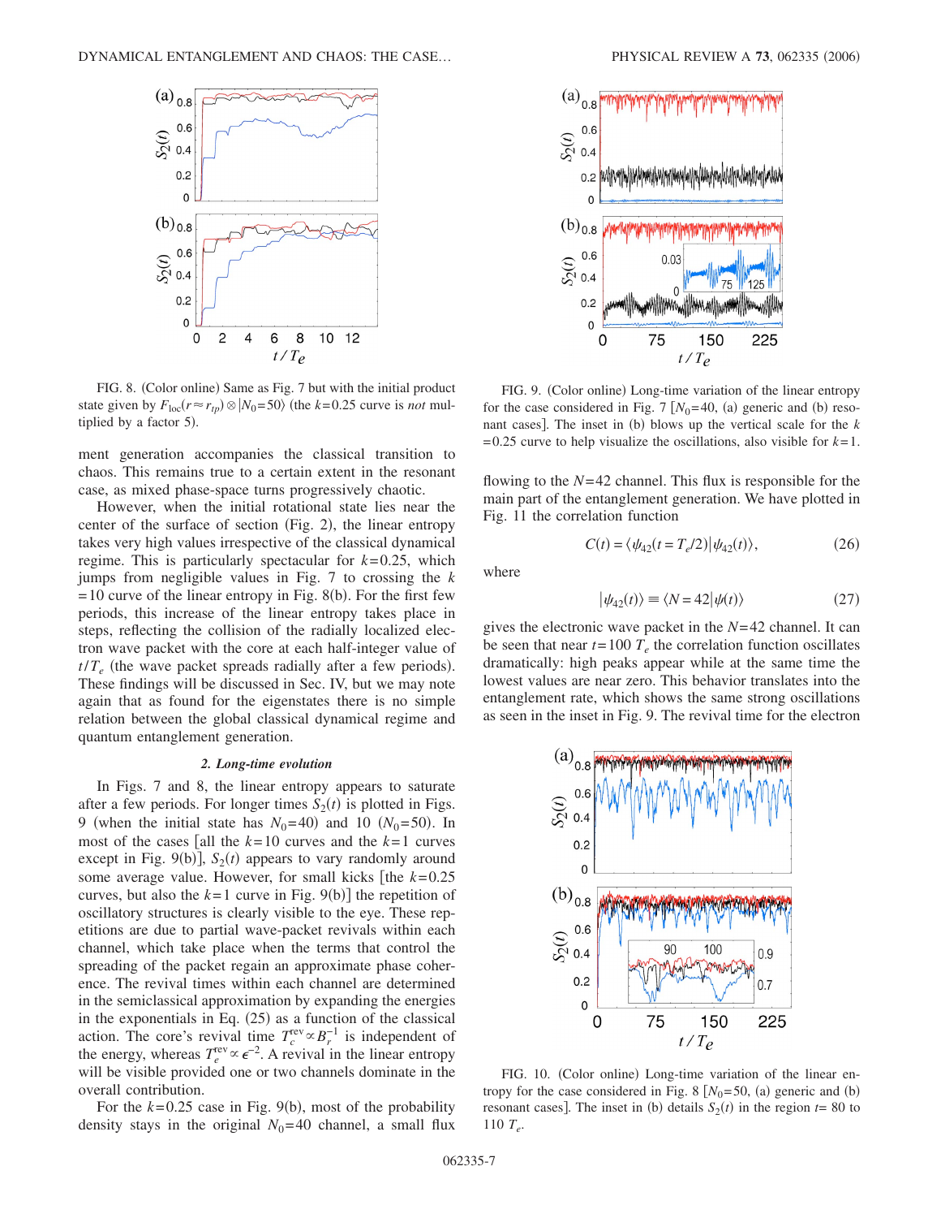FIG. 8. (Color online) Same as Fig. 7 but with the initial product state given by $F_{\mathrm{loc}}(r \approx r_{tp}) \otimes |N_0=50\rangle$ (the $k=0.25$ curve is *not* multiplied by a factor 5).

ment generation accompanies the classical transition to chaos. This remains true to a certain extent in the resonant case, as mixed phase-space turns progressively chaotic.

However, when the initial rotational state lies near the center of the surface of section (Fig. 2), the linear entropy takes very high values irrespective of the classical dynamical regime. This is particularly spectacular for $k=0.25$, which jumps from negligible values in Fig. 7 to crossing the $k=10$ curve of the linear entropy in Fig. 8(b). For the first few periods, this increase of the linear entropy takes place in steps, reflecting the collision of the radially localized electron wave packet with the core at each half-integer value of $t/T_e$ (the wave packet spreads radially after a few periods). These findings will be discussed in Sec. IV, but we may note again that as found for the eigenstates there is no simple relation between the global classical dynamical regime and quantum entanglement generation.

#### 2. Long-time evolution

In Figs. 7 and 8, the linear entropy appears to saturate after a few periods. For longer times $S_2(t)$ is plotted in Figs. 9 (when the initial state has $N_0=40$) and 10 ($N_0=50$). In most of the cases [all the $k=10$ curves and the $k=1$ curves except in Fig. 9(b)], $S_2(t)$ appears to vary randomly around some average value. However, for small kicks [the $k=0.25$ curves, but also the $k=1$ curve in Fig. 9(b)] the repetition of oscillatory structures is clearly visible to the eye. These repetitions are due to partial wave-packet revivals within each channel, which take place when the terms that control the spreading of the packet regain an approximate phase coherence. The revival times within each channel are determined in the semiclassical approximation by expanding the energies in the exponentials in Eq. (25) as a function of the classical action. The core's revival time $T_c^{\mathrm{rev}} \propto B_r^{-1}$ is independent of the energy, whereas $T_e^{\mathrm{rev}} \propto \epsilon^{-2}$. A revival in the linear entropy will be visible provided one or two channels dominate in the overall contribution.

For the $k=0.25$ case in Fig. 9(b), most of the probability density stays in the original $N_0=40$ channel, a small flux

FIG. 9. (Color online) Long-time variation of the linear entropy for the case considered in Fig. 7 [$N_0=40$, (a) generic and (b) resonant cases]. The inset in (b) blows up the vertical scale for the $k=0.25$ curve to help visualize the oscillations, also visible for $k=1$.

flowing to the $N=42$ channel. This flux is responsible for the main part of the entanglement generation. We have plotted in Fig. 11 the correlation function

$$C(t) = \langle \psi_{42}(t=T_e/2) | \psi_{42}(t) \rangle, \tag{26}$$

where

$$|\psi_{42}(t)\rangle \equiv \langle N=42 | \psi(t) \rangle \tag{27}$$

gives the electronic wave packet in the $N=42$ channel. It can be seen that near $t=100\, T_e$ the correlation function oscillates dramatically: high peaks appear while at the same time the lowest values are near zero. This behavior translates into the entanglement rate, which shows the same strong oscillations as seen in the inset in Fig. 9. The revival time for the electron

FIG. 10. (Color online) Long-time variation of the linear entropy for the case considered in Fig. 8 [$N_0=50$, (a) generic and (b) resonant cases]. The inset in (b) details $S_2(t)$ in the region $t=80$ to $110\, T_e$.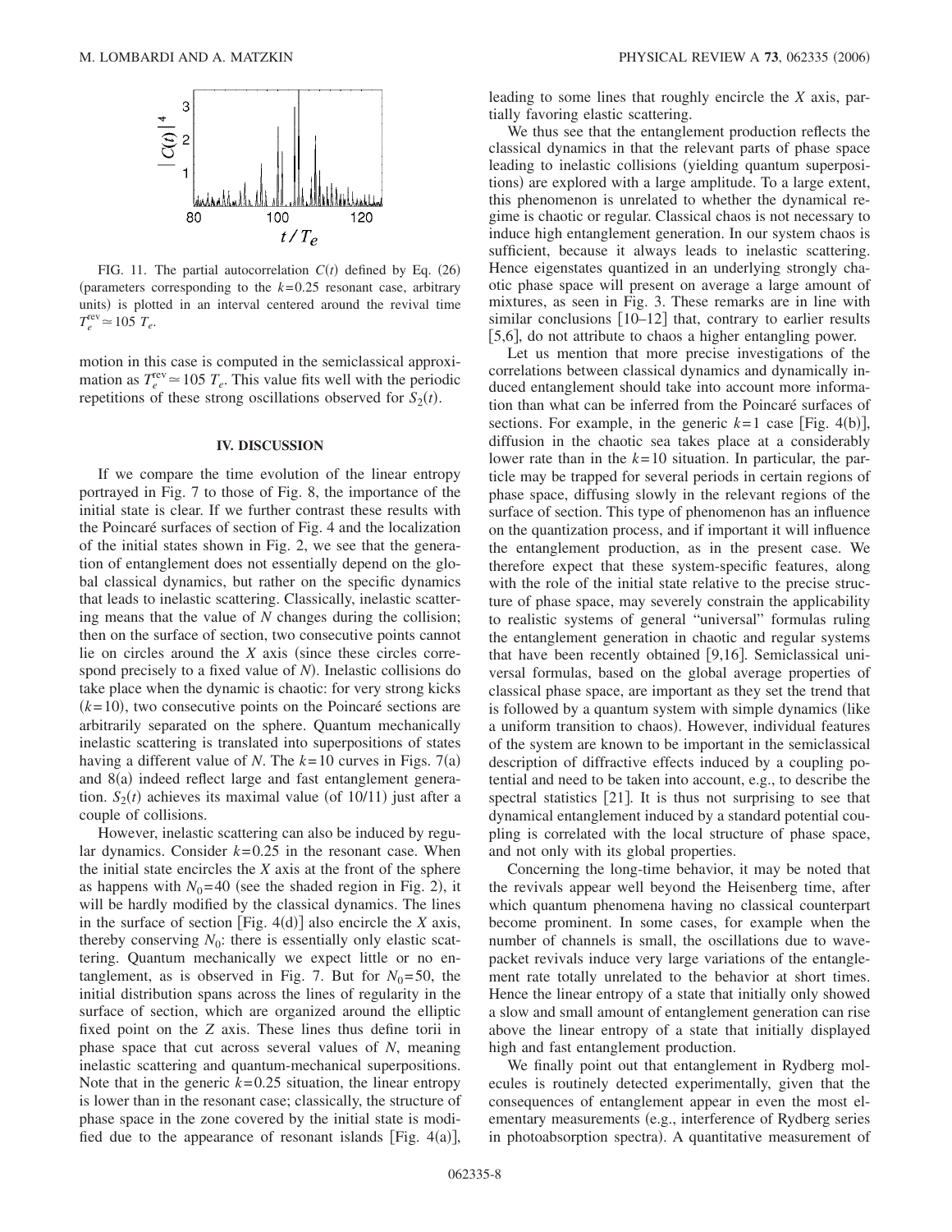FIG. 11. The partial autocorrelation $C(t)$ defined by Eq. (26) (parameters corresponding to the $k=0.25$ resonant case, arbitrary units) is plotted in an interval centered around the revival time $T_e^{\text{rev}} \simeq 105\ T_e$.

motion in this case is computed in the semiclassical approximation as $T_e^{\text{rev}} \simeq 105\ T_e$. This value fits well with the periodic repetitions of these strong oscillations observed for $S_2(t)$.

## IV. DISCUSSION

If we compare the time evolution of the linear entropy portrayed in Fig. 7 to those of Fig. 8, the importance of the initial state is clear. If we further contrast these results with the Poincaré surfaces of section of Fig. 4 and the localization of the initial states shown in Fig. 2, we see that the generation of entanglement does not essentially depend on the global classical dynamics, but rather on the specific dynamics that leads to inelastic scattering. Classically, inelastic scattering means that the value of $N$ changes during the collision; then on the surface of section, two consecutive points cannot lie on circles around the $X$ axis (since these circles correspond precisely to a fixed value of $N$). Inelastic collisions do take place when the dynamic is chaotic: for very strong kicks ($k=10$), two consecutive points on the Poincaré sections are arbitrarily separated on the sphere. Quantum mechanically inelastic scattering is translated into superpositions of states having a different value of $N$. The $k=10$ curves in Figs. 7(a) and 8(a) indeed reflect large and fast entanglement generation. $S_2(t)$ achieves its maximal value (of 10/11) just after a couple of collisions.

However, inelastic scattering can also be induced by regular dynamics. Consider $k=0.25$ in the resonant case. When the initial state encircles the $X$ axis at the front of the sphere as happens with $N_0=40$ (see the shaded region in Fig. 2), it will be hardly modified by the classical dynamics. The lines in the surface of section [Fig. 4(d)] also encircle the $X$ axis, thereby conserving $N_0$: there is essentially only elastic scattering. Quantum mechanically we expect little or no entanglement, as is observed in Fig. 7. But for $N_0=50$, the initial distribution spans across the lines of regularity in the surface of section, which are organized around the elliptic fixed point on the $Z$ axis. These lines thus define torii in phase space that cut across several values of $N$, meaning inelastic scattering and quantum-mechanical superpositions. Note that in the generic $k=0.25$ situation, the linear entropy is lower than in the resonant case; classically, the structure of phase space in the zone covered by the initial state is modified due to the appearance of resonant islands [Fig. 4(a)], leading to some lines that roughly encircle the $X$ axis, partially favoring elastic scattering.

We thus see that the entanglement production reflects the classical dynamics in that the relevant parts of phase space leading to inelastic collisions (yielding quantum superpositions) are explored with a large amplitude. To a large extent, this phenomenon is unrelated to whether the dynamical regime is chaotic or regular. Classical chaos is not necessary to induce high entanglement generation. In our system chaos is sufficient, because it always leads to inelastic scattering. Hence eigenstates quantized in an underlying strongly chaotic phase space will present on average a large amount of mixtures, as seen in Fig. 3. These remarks are in line with similar conclusions [10–12] that, contrary to earlier results [5,6], do not attribute to chaos a higher entangling power.

Let us mention that more precise investigations of the correlations between classical dynamics and dynamically induced entanglement should take into account more information than what can be inferred from the Poincaré surfaces of sections. For example, in the generic $k=1$ case [Fig. 4(b)], diffusion in the chaotic sea takes place at a considerably lower rate than in the $k=10$ situation. In particular, the particle may be trapped for several periods in certain regions of phase space, diffusing slowly in the relevant regions of the surface of section. This type of phenomenon has an influence on the quantization process, and if important it will influence the entanglement production, as in the present case. We therefore expect that these system-specific features, along with the role of the initial state relative to the precise structure of phase space, may severely constrain the applicability to realistic systems of general "universal" formulas ruling the entanglement generation in chaotic and regular systems that have been recently obtained [9,16]. Semiclassical universal formulas, based on the global average properties of classical phase space, are important as they set the trend that is followed by a quantum system with simple dynamics (like a uniform transition to chaos). However, individual features of the system are known to be important in the semiclassical description of diffractive effects induced by a coupling potential and need to be taken into account, e.g., to describe the spectral statistics [21]. It is thus not surprising to see that dynamical entanglement induced by a standard potential coupling is correlated with the local structure of phase space, and not only with its global properties.

Concerning the long-time behavior, it may be noted that the revivals appear well beyond the Heisenberg time, after which quantum phenomena having no classical counterpart become prominent. In some cases, for example when the number of channels is small, the oscillations due to wavepacket revivals induce very large variations of the entanglement rate totally unrelated to the behavior at short times. Hence the linear entropy of a state that initially only showed a slow and small amount of entanglement generation can rise above the linear entropy of a state that initially displayed high and fast entanglement production.

We finally point out that entanglement in Rydberg molecules is routinely detected experimentally, given that the consequences of entanglement appear in even the most elementary measurements (e.g., interference of Rydberg series in photoabsorption spectra). A quantitative measurement of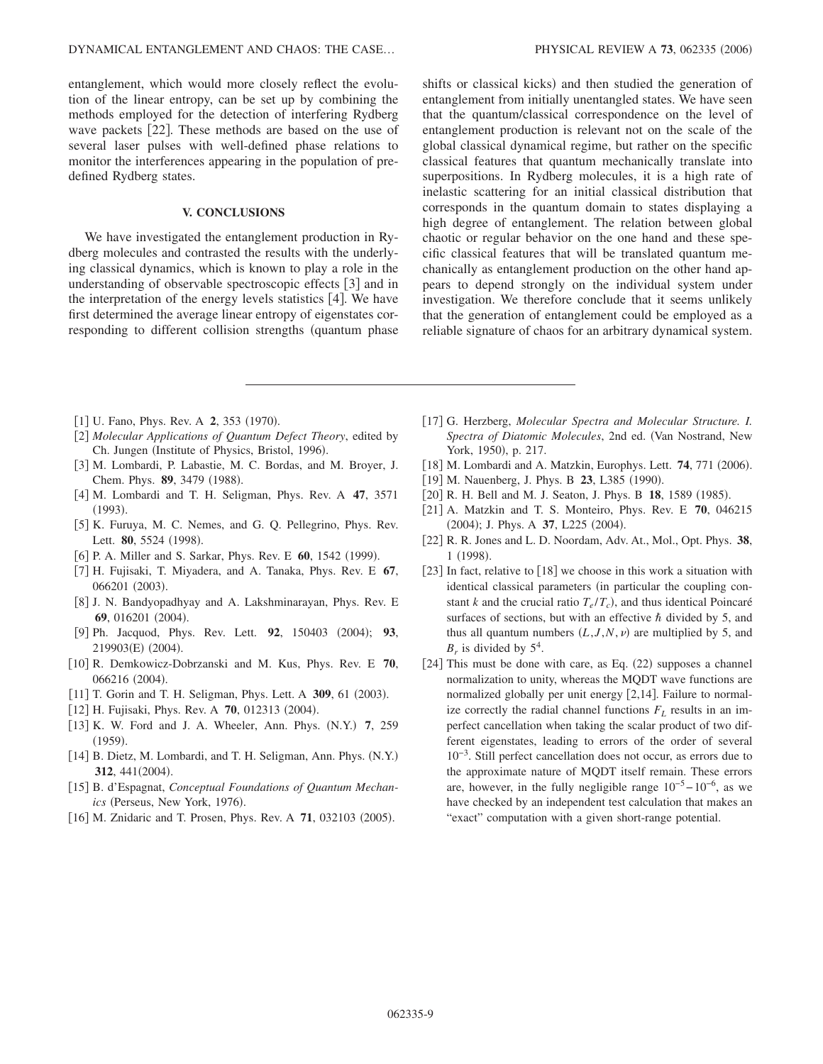entanglement, which would more closely reflect the evolution of the linear entropy, can be set up by combining the methods employed for the detection of interfering Rydberg wave packets [22]. These methods are based on the use of several laser pulses with well-defined phase relations to monitor the interferences appearing in the population of predefined Rydberg states.

## V. CONCLUSIONS

We have investigated the entanglement production in Rydberg molecules and contrasted the results with the underlying classical dynamics, which is known to play a role in the understanding of observable spectroscopic effects [3] and in the interpretation of the energy levels statistics [4]. We have first determined the average linear entropy of eigenstates corresponding to different collision strengths (quantum phase shifts or classical kicks) and then studied the generation of entanglement from initially unentangled states. We have seen that the quantum/classical correspondence on the level of entanglement production is relevant not on the scale of the global classical dynamical regime, but rather on the specific classical features that quantum mechanically translate into superpositions. In Rydberg molecules, it is a high rate of inelastic scattering for an initial classical distribution that corresponds in the quantum domain to states displaying a high degree of entanglement. The relation between global chaotic or regular behavior on the one hand and these specific classical features that will be translated quantum mechanically as entanglement production on the other hand appears to depend strongly on the individual system under investigation. We therefore conclude that it seems unlikely that the generation of entanglement could be employed as a reliable signature of chaos for an arbitrary dynamical system.

---

[1] U. Fano, Phys. Rev. A **2**, 353 (1970).

[2] *Molecular Applications of Quantum Defect Theory*, edited by Ch. Jungen (Institute of Physics, Bristol, 1996).

[3] M. Lombardi, P. Labastie, M. C. Bordas, and M. Broyer, J. Chem. Phys. **89**, 3479 (1988).

[4] M. Lombardi and T. H. Seligman, Phys. Rev. A **47**, 3571 (1993).

[5] K. Furuya, M. C. Nemes, and G. Q. Pellegrino, Phys. Rev. Lett. **80**, 5524 (1998).

[6] P. A. Miller and S. Sarkar, Phys. Rev. E **60**, 1542 (1999).

[7] H. Fujisaki, T. Miyadera, and A. Tanaka, Phys. Rev. E **67**, 066201 (2003).

[8] J. N. Bandyopadhyay and A. Lakshminarayan, Phys. Rev. E **69**, 016201 (2004).

[9] Ph. Jacquod, Phys. Rev. Lett. **92**, 150403 (2004); **93**, 219903(E) (2004).

[10] R. Demkowicz-Dobrzanski and M. Kus, Phys. Rev. E **70**, 066216 (2004).

[11] T. Gorin and T. H. Seligman, Phys. Lett. A **309**, 61 (2003).

[12] H. Fujisaki, Phys. Rev. A **70**, 012313 (2004).

[13] K. W. Ford and J. A. Wheeler, Ann. Phys. (N.Y.) **7**, 259 (1959).

[14] B. Dietz, M. Lombardi, and T. H. Seligman, Ann. Phys. (N.Y.) **312**, 441(2004).

[15] B. d'Espagnat, *Conceptual Foundations of Quantum Mechanics* (Perseus, New York, 1976).

[16] M. Znidaric and T. Prosen, Phys. Rev. A **71**, 032103 (2005).

[17] G. Herzberg, *Molecular Spectra and Molecular Structure. I. Spectra of Diatomic Molecules*, 2nd ed. (Van Nostrand, New York, 1950), p. 217.

[18] M. Lombardi and A. Matzkin, Europhys. Lett. **74**, 771 (2006).

[19] M. Nauenberg, J. Phys. B **23**, L385 (1990).

[20] R. H. Bell and M. J. Seaton, J. Phys. B **18**, 1589 (1985).

[21] A. Matzkin and T. S. Monteiro, Phys. Rev. E **70**, 046215 (2004); J. Phys. A **37**, L225 (2004).

[22] R. R. Jones and L. D. Noordam, Adv. At., Mol., Opt. Phys. **38**, 1 (1998).

[23] In fact, relative to [18] we choose in this work a situation with identical classical parameters (in particular the coupling constant $k$ and the crucial ratio $T_e/T_c$), and thus identical Poincaré surfaces of sections, but with an effective $\hbar$ divided by 5, and thus all quantum numbers $(L,J,N,\nu)$ are multiplied by 5, and $B_r$ is divided by $5^4$.

[24] This must be done with care, as Eq. (22) supposes a channel normalization to unity, whereas the MQDT wave functions are normalized globally per unit energy [2,14]. Failure to normalize correctly the radial channel functions $F_L$ results in an imperfect cancellation when taking the scalar product of two different eigenstates, leading to errors of the order of several $10^{-3}$. Still perfect cancellation does not occur, as errors due to the approximate nature of MQDT itself remain. These errors are, however, in the fully negligible range $10^{-5}-10^{-6}$, as we have checked by an independent test calculation that makes an "exact" computation with a given short-range potential.